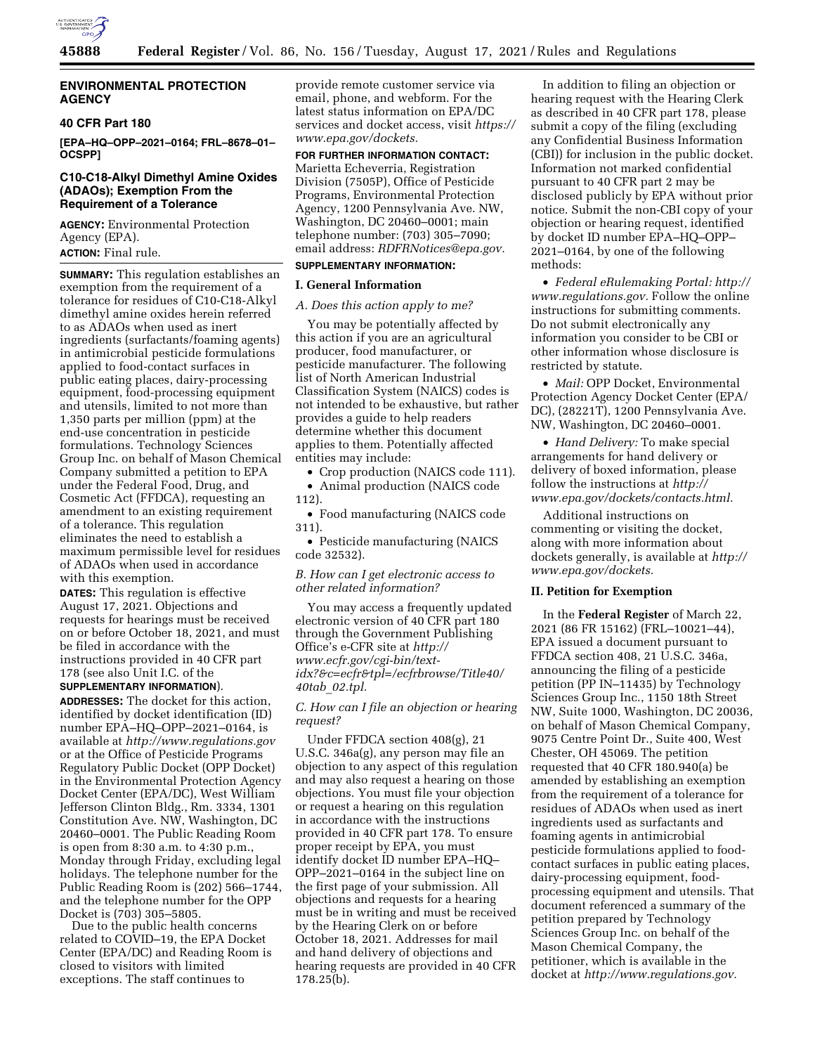## ENVIRONMENTAL PROTECTION AGENCY

### 40 CFR Part 180

**[EPA–HQ–OPP–2021–0164; FRL–8678–01–OCSPP]**

### C10-C18-Alkyl Dimethyl Amine Oxides (ADAOs); Exemption From the Requirement of a Tolerance

**AGENCY:** Environmental Protection Agency (EPA).

**ACTION:** Final rule.

**SUMMARY:** This regulation establishes an exemption from the requirement of a tolerance for residues of C10-C18-Alkyl dimethyl amine oxides herein referred to as ADAOs when used as inert ingredients (surfactants/foaming agents) in antimicrobial pesticide formulations applied to food-contact surfaces in public eating places, dairy-processing equipment, food-processing equipment and utensils, limited to not more than 1,350 parts per million (ppm) at the end-use concentration in pesticide formulations. Technology Sciences Group Inc. on behalf of Mason Chemical Company submitted a petition to EPA under the Federal Food, Drug, and Cosmetic Act (FFDCA), requesting an amendment to an existing requirement of a tolerance. This regulation eliminates the need to establish a maximum permissible level for residues of ADAOs when used in accordance with this exemption.

**DATES:** This regulation is effective August 17, 2021. Objections and requests for hearings must be received on or before October 18, 2021, and must be filed in accordance with the instructions provided in 40 CFR part 178 (see also Unit I.C. of the **SUPPLEMENTARY INFORMATION**).

**ADDRESSES:** The docket for this action, identified by docket identification (ID) number EPA–HQ–OPP–2021–0164, is available at *http://www.regulations.gov* or at the Office of Pesticide Programs Regulatory Public Docket (OPP Docket) in the Environmental Protection Agency Docket Center (EPA/DC), West William Jefferson Clinton Bldg., Rm. 3334, 1301 Constitution Ave. NW, Washington, DC 20460–0001. The Public Reading Room is open from 8:30 a.m. to 4:30 p.m., Monday through Friday, excluding legal holidays. The telephone number for the Public Reading Room is (202) 566–1744, and the telephone number for the OPP Docket is (703) 305–5805.

Due to the public health concerns related to COVID–19, the EPA Docket Center (EPA/DC) and Reading Room is closed to visitors with limited exceptions. The staff continues to provide remote customer service via email, phone, and webform. For the latest status information on EPA/DC services and docket access, visit *https://www.epa.gov/dockets.*

**FOR FURTHER INFORMATION CONTACT:** Marietta Echeverria, Registration Division (7505P), Office of Pesticide Programs, Environmental Protection Agency, 1200 Pennsylvania Ave. NW, Washington, DC 20460–0001; main telephone number: (703) 305–7090; email address: *RDFRNotices@epa.gov.*

**SUPPLEMENTARY INFORMATION:**

### I. General Information

*A. Does this action apply to me?*

You may be potentially affected by this action if you are an agricultural producer, food manufacturer, or pesticide manufacturer. The following list of North American Industrial Classification System (NAICS) codes is not intended to be exhaustive, but rather provides a guide to help readers determine whether this document applies to them. Potentially affected entities may include:

- Crop production (NAICS code 111).
- Animal production (NAICS code 112).
- Food manufacturing (NAICS code 311).
- Pesticide manufacturing (NAICS code 32532).

*B. How can I get electronic access to other related information?*

You may access a frequently updated electronic version of 40 CFR part 180 through the Government Publishing Office's e-CFR site at *http://www.ecfr.gov/cgi-bin/text-idx?&c=ecfr&tpl=/ecfrbrowse/Title40/40tab_02.tpl.*

*C. How can I file an objection or hearing request?*

Under FFDCA section 408(g), 21 U.S.C. 346a(g), any person may file an objection to any aspect of this regulation and may also request a hearing on those objections. You must file your objection or request a hearing on this regulation in accordance with the instructions provided in 40 CFR part 178. To ensure proper receipt by EPA, you must identify docket ID number EPA–HQ–OPP–2021–0164 in the subject line on the first page of your submission. All objections and requests for a hearing must be in writing and must be received by the Hearing Clerk on or before October 18, 2021. Addresses for mail and hand delivery of objections and hearing requests are provided in 40 CFR 178.25(b).

In addition to filing an objection or hearing request with the Hearing Clerk as described in 40 CFR part 178, please submit a copy of the filing (excluding any Confidential Business Information (CBI)) for inclusion in the public docket. Information not marked confidential pursuant to 40 CFR part 2 may be disclosed publicly by EPA without prior notice. Submit the non-CBI copy of your objection or hearing request, identified by docket ID number EPA–HQ–OPP–2021–0164, by one of the following methods:

- *Federal eRulemaking Portal: http://www.regulations.gov.* Follow the online instructions for submitting comments. Do not submit electronically any information you consider to be CBI or other information whose disclosure is restricted by statute.
- *Mail:* OPP Docket, Environmental Protection Agency Docket Center (EPA/DC), (28221T), 1200 Pennsylvania Ave. NW, Washington, DC 20460–0001.
- *Hand Delivery:* To make special arrangements for hand delivery or delivery of boxed information, please follow the instructions at *http://www.epa.gov/dockets/contacts.html.*

Additional instructions on commenting or visiting the docket, along with more information about dockets generally, is available at *http://www.epa.gov/dockets.*

### II. Petition for Exemption

In the **Federal Register** of March 22, 2021 (86 FR 15162) (FRL–10021–44), EPA issued a document pursuant to FFDCA section 408, 21 U.S.C. 346a, announcing the filing of a pesticide petition (PP IN–11435) by Technology Sciences Group Inc., 1150 18th Street NW, Suite 1000, Washington, DC 20036, on behalf of Mason Chemical Company, 9075 Centre Point Dr., Suite 400, West Chester, OH 45069. The petition requested that 40 CFR 180.940(a) be amended by establishing an exemption from the requirement of a tolerance for residues of ADAOs when used as inert ingredients used as surfactants and foaming agents in antimicrobial pesticide formulations applied to food-contact surfaces in public eating places, dairy-processing equipment, food-processing equipment and utensils. That document referenced a summary of the petition prepared by Technology Sciences Group Inc. on behalf of the Mason Chemical Company, the petitioner, which is available in the docket at *http://www.regulations.gov.*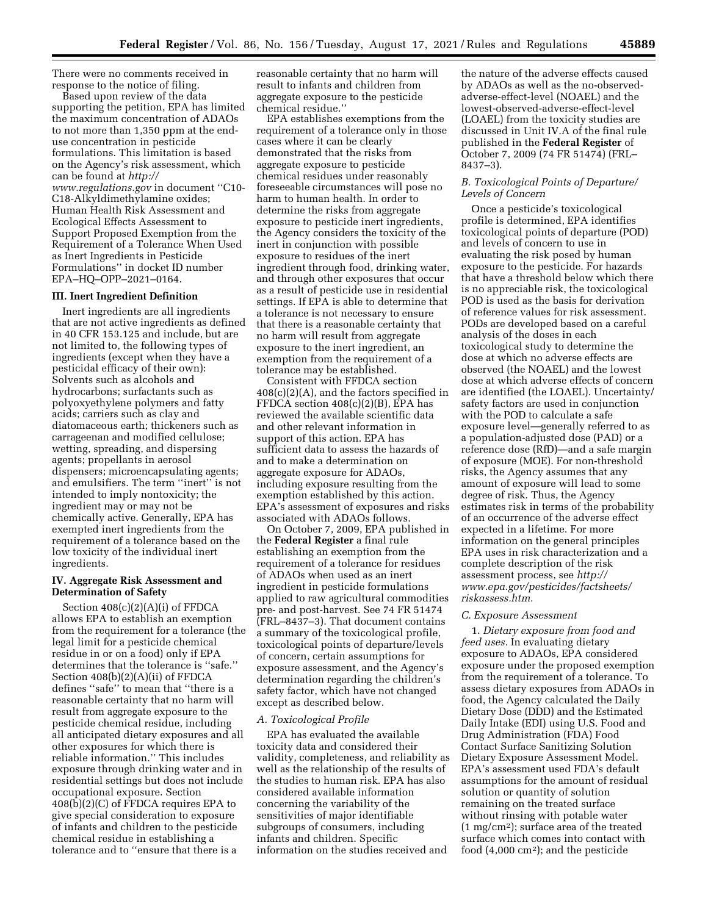There were no comments received in response to the notice of filing.

Based upon review of the data supporting the petition, EPA has limited the maximum concentration of ADAOs to not more than 1,350 ppm at the end-use concentration in pesticide formulations. This limitation is based on the Agency's risk assessment, which can be found at *http://www.regulations.gov* in document ''C10-C18-Alkyldimethylamine oxides; Human Health Risk Assessment and Ecological Effects Assessment to Support Proposed Exemption from the Requirement of a Tolerance When Used as Inert Ingredients in Pesticide Formulations'' in docket ID number EPA–HQ–OPP–2021–0164.

## III. Inert Ingredient Definition

Inert ingredients are all ingredients that are not active ingredients as defined in 40 CFR 153.125 and include, but are not limited to, the following types of ingredients (except when they have a pesticidal efficacy of their own): Solvents such as alcohols and hydrocarbons; surfactants such as polyoxyethylene polymers and fatty acids; carriers such as clay and diatomaceous earth; thickeners such as carrageenan and modified cellulose; wetting, spreading, and dispersing agents; propellants in aerosol dispensers; microencapsulating agents; and emulsifiers. The term ''inert'' is not intended to imply nontoxicity; the ingredient may or may not be chemically active. Generally, EPA has exempted inert ingredients from the requirement of a tolerance based on the low toxicity of the individual inert ingredients.

## IV. Aggregate Risk Assessment and Determination of Safety

Section 408(c)(2)(A)(i) of FFDCA allows EPA to establish an exemption from the requirement for a tolerance (the legal limit for a pesticide chemical residue in or on a food) only if EPA determines that the tolerance is ''safe.'' Section 408(b)(2)(A)(ii) of FFDCA defines ''safe'' to mean that ''there is a reasonable certainty that no harm will result from aggregate exposure to the pesticide chemical residue, including all anticipated dietary exposures and all other exposures for which there is reliable information.'' This includes exposure through drinking water and in residential settings but does not include occupational exposure. Section 408(b)(2)(C) of FFDCA requires EPA to give special consideration to exposure of infants and children to the pesticide chemical residue in establishing a tolerance and to ''ensure that there is a reasonable certainty that no harm will result to infants and children from aggregate exposure to the pesticide chemical residue.''

EPA establishes exemptions from the requirement of a tolerance only in those cases where it can be clearly demonstrated that the risks from aggregate exposure to pesticide chemical residues under reasonably foreseeable circumstances will pose no harm to human health. In order to determine the risks from aggregate exposure to pesticide inert ingredients, the Agency considers the toxicity of the inert in conjunction with possible exposure to residues of the inert ingredient through food, drinking water, and through other exposures that occur as a result of pesticide use in residential settings. If EPA is able to determine that a tolerance is not necessary to ensure that there is a reasonable certainty that no harm will result from aggregate exposure to the inert ingredient, an exemption from the requirement of a tolerance may be established.

Consistent with FFDCA section 408(c)(2)(A), and the factors specified in FFDCA section 408(c)(2)(B), EPA has reviewed the available scientific data and other relevant information in support of this action. EPA has sufficient data to assess the hazards of and to make a determination on aggregate exposure for ADAOs, including exposure resulting from the exemption established by this action. EPA's assessment of exposures and risks associated with ADAOs follows.

On October 7, 2009, EPA published in the **Federal Register** a final rule establishing an exemption from the requirement of a tolerance for residues of ADAOs when used as an inert ingredient in pesticide formulations applied to raw agricultural commodities pre- and post-harvest. See 74 FR 51474 (FRL–8437–3). That document contains a summary of the toxicological profile, toxicological points of departure/levels of concern, certain assumptions for exposure assessment, and the Agency's determination regarding the children's safety factor, which have not changed except as described below.

### *A. Toxicological Profile*

EPA has evaluated the available toxicity data and considered their validity, completeness, and reliability as well as the relationship of the results of the studies to human risk. EPA has also considered available information concerning the variability of the sensitivities of major identifiable subgroups of consumers, including infants and children. Specific information on the studies received and the nature of the adverse effects caused by ADAOs as well as the no-observed-adverse-effect-level (NOAEL) and the lowest-observed-adverse-effect-level (LOAEL) from the toxicity studies are discussed in Unit IV.A of the final rule published in the **Federal Register** of October 7, 2009 (74 FR 51474) (FRL–8437–3).

### *B. Toxicological Points of Departure/Levels of Concern*

Once a pesticide's toxicological profile is determined, EPA identifies toxicological points of departure (POD) and levels of concern to use in evaluating the risk posed by human exposure to the pesticide. For hazards that have a threshold below which there is no appreciable risk, the toxicological POD is used as the basis for derivation of reference values for risk assessment. PODs are developed based on a careful analysis of the doses in each toxicological study to determine the dose at which no adverse effects are observed (the NOAEL) and the lowest dose at which adverse effects of concern are identified (the LOAEL). Uncertainty/safety factors are used in conjunction with the POD to calculate a safe exposure level—generally referred to as a population-adjusted dose (PAD) or a reference dose (RfD)—and a safe margin of exposure (MOE). For non-threshold risks, the Agency assumes that any amount of exposure will lead to some degree of risk. Thus, the Agency estimates risk in terms of the probability of an occurrence of the adverse effect expected in a lifetime. For more information on the general principles EPA uses in risk characterization and a complete description of the risk assessment process, see *http://www.epa.gov/pesticides/factsheets/riskassess.htm.*

### *C. Exposure Assessment*

1. *Dietary exposure from food and feed uses.* In evaluating dietary exposure to ADAOs, EPA considered exposure under the proposed exemption from the requirement of a tolerance. To assess dietary exposures from ADAOs in food, the Agency calculated the Daily Dietary Dose (DDD) and the Estimated Daily Intake (EDI) using U.S. Food and Drug Administration (FDA) Food Contact Surface Sanitizing Solution Dietary Exposure Assessment Model. EPA's assessment used FDA's default assumptions for the amount of residual solution or quantity of solution remaining on the treated surface without rinsing with potable water (1 $mg/cm^2$); surface area of the treated surface which comes into contact with food (4,000 $cm^2$); and the pesticide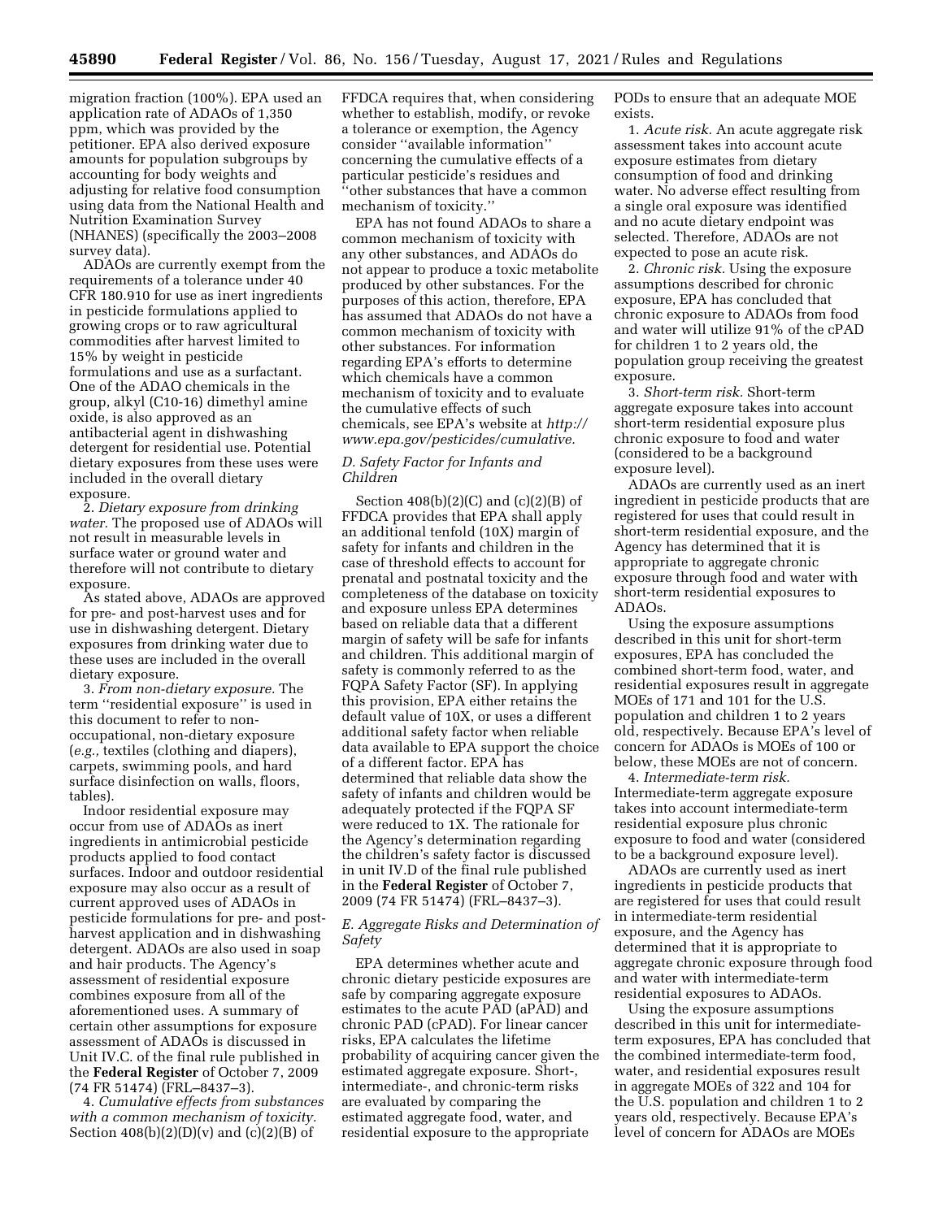migration fraction (100%). EPA used an application rate of ADAOs of 1,350 ppm, which was provided by the petitioner. EPA also derived exposure amounts for population subgroups by accounting for body weights and adjusting for relative food consumption using data from the National Health and Nutrition Examination Survey (NHANES) (specifically the 2003–2008 survey data).

ADAOs are currently exempt from the requirements of a tolerance under 40 CFR 180.910 for use as inert ingredients in pesticide formulations applied to growing crops or to raw agricultural commodities after harvest limited to 15% by weight in pesticide formulations and use as a surfactant. One of the ADAO chemicals in the group, alkyl (C10-16) dimethyl amine oxide, is also approved as an antibacterial agent in dishwashing detergent for residential use. Potential dietary exposures from these uses were included in the overall dietary exposure.

2. *Dietary exposure from drinking water.* The proposed use of ADAOs will not result in measurable levels in surface water or ground water and therefore will not contribute to dietary exposure.

As stated above, ADAOs are approved for pre- and post-harvest uses and for use in dishwashing detergent. Dietary exposures from drinking water due to these uses are included in the overall dietary exposure.

3. *From non-dietary exposure.* The term "residential exposure" is used in this document to refer to non-occupational, non-dietary exposure (*e.g.,* textiles (clothing and diapers), carpets, swimming pools, and hard surface disinfection on walls, floors, tables).

Indoor residential exposure may occur from use of ADAOs as inert ingredients in antimicrobial pesticide products applied to food contact surfaces. Indoor and outdoor residential exposure may also occur as a result of current approved uses of ADAOs in pesticide formulations for pre- and post-harvest application and in dishwashing detergent. ADAOs are also used in soap and hair products. The Agency's assessment of residential exposure combines exposure from all of the aforementioned uses. A summary of certain other assumptions for exposure assessment of ADAOs is discussed in Unit IV.C. of the final rule published in the **Federal Register** of October 7, 2009 (74 FR 51474) (FRL–8437–3).

4. *Cumulative effects from substances with a common mechanism of toxicity.* Section 408(b)(2)(D)(v) and (c)(2)(B) of FFDCA requires that, when considering whether to establish, modify, or revoke a tolerance or exemption, the Agency consider "available information" concerning the cumulative effects of a particular pesticide's residues and "other substances that have a common mechanism of toxicity."

EPA has not found ADAOs to share a common mechanism of toxicity with any other substances, and ADAOs do not appear to produce a toxic metabolite produced by other substances. For the purposes of this action, therefore, EPA has assumed that ADAOs do not have a common mechanism of toxicity with other substances. For information regarding EPA's efforts to determine which chemicals have a common mechanism of toxicity and to evaluate the cumulative effects of such chemicals, see EPA's website at *http://www.epa.gov/pesticides/cumulative.*

### *D. Safety Factor for Infants and Children*

Section 408(b)(2)(C) and (c)(2)(B) of FFDCA provides that EPA shall apply an additional tenfold (10X) margin of safety for infants and children in the case of threshold effects to account for prenatal and postnatal toxicity and the completeness of the database on toxicity and exposure unless EPA determines based on reliable data that a different margin of safety will be safe for infants and children. This additional margin of safety is commonly referred to as the FQPA Safety Factor (SF). In applying this provision, EPA either retains the default value of 10X, or uses a different additional safety factor when reliable data available to EPA support the choice of a different factor. EPA has determined that reliable data show the safety of infants and children would be adequately protected if the FQPA SF were reduced to 1X. The rationale for the Agency's determination regarding the children's safety factor is discussed in unit IV.D of the final rule published in the **Federal Register** of October 7, 2009 (74 FR 51474) (FRL–8437–3).

### *E. Aggregate Risks and Determination of Safety*

EPA determines whether acute and chronic dietary pesticide exposures are safe by comparing aggregate exposure estimates to the acute PAD (aPAD) and chronic PAD (cPAD). For linear cancer risks, EPA calculates the lifetime probability of acquiring cancer given the estimated aggregate exposure. Short-, intermediate-, and chronic-term risks are evaluated by comparing the estimated aggregate food, water, and residential exposure to the appropriate PODs to ensure that an adequate MOE exists.

1. *Acute risk.* An acute aggregate risk assessment takes into account acute exposure estimates from dietary consumption of food and drinking water. No adverse effect resulting from a single oral exposure was identified and no acute dietary endpoint was selected. Therefore, ADAOs are not expected to pose an acute risk.

2. *Chronic risk.* Using the exposure assumptions described for chronic exposure, EPA has concluded that chronic exposure to ADAOs from food and water will utilize 91% of the cPAD for children 1 to 2 years old, the population group receiving the greatest exposure.

3. *Short-term risk.* Short-term aggregate exposure takes into account short-term residential exposure plus chronic exposure to food and water (considered to be a background exposure level).

ADAOs are currently used as an inert ingredient in pesticide products that are registered for uses that could result in short-term residential exposure, and the Agency has determined that it is appropriate to aggregate chronic exposure through food and water with short-term residential exposures to ADAOs.

Using the exposure assumptions described in this unit for short-term exposures, EPA has concluded the combined short-term food, water, and residential exposures result in aggregate MOEs of 171 and 101 for the U.S. population and children 1 to 2 years old, respectively. Because EPA's level of concern for ADAOs is MOEs of 100 or below, these MOEs are not of concern.

4. *Intermediate-term risk.* Intermediate-term aggregate exposure takes into account intermediate-term residential exposure plus chronic exposure to food and water (considered to be a background exposure level).

ADAOs are currently used as inert ingredients in pesticide products that are registered for uses that could result in intermediate-term residential exposure, and the Agency has determined that it is appropriate to aggregate chronic exposure through food and water with intermediate-term residential exposures to ADAOs.

Using the exposure assumptions described in this unit for intermediate-term exposures, EPA has concluded that the combined intermediate-term food, water, and residential exposures result in aggregate MOEs of 322 and 104 for the U.S. population and children 1 to 2 years old, respectively. Because EPA's level of concern for ADAOs are MOEs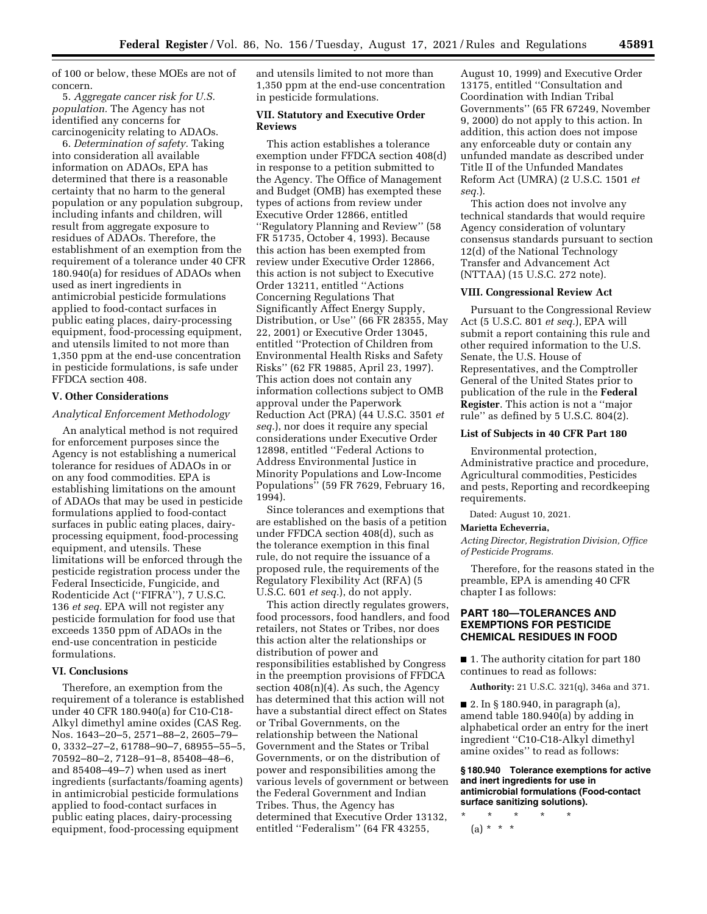of 100 or below, these MOEs are not of concern.

5. *Aggregate cancer risk for U.S. population.* The Agency has not identified any concerns for carcinogenicity relating to ADAOs.

6. *Determination of safety.* Taking into consideration all available information on ADAOs, EPA has determined that there is a reasonable certainty that no harm to the general population or any population subgroup, including infants and children, will result from aggregate exposure to residues of ADAOs. Therefore, the establishment of an exemption from the requirement of a tolerance under 40 CFR 180.940(a) for residues of ADAOs when used as inert ingredients in antimicrobial pesticide formulations applied to food-contact surfaces in public eating places, dairy-processing equipment, food-processing equipment, and utensils limited to not more than 1,350 ppm at the end-use concentration in pesticide formulations, is safe under FFDCA section 408.

## V. Other Considerations

### *Analytical Enforcement Methodology*

An analytical method is not required for enforcement purposes since the Agency is not establishing a numerical tolerance for residues of ADAOs in or on any food commodities. EPA is establishing limitations on the amount of ADAOs that may be used in pesticide formulations applied to food-contact surfaces in public eating places, dairy-processing equipment, food-processing equipment, and utensils. These limitations will be enforced through the pesticide registration process under the Federal Insecticide, Fungicide, and Rodenticide Act (''FIFRA''), 7 U.S.C. 136 *et seq.* EPA will not register any pesticide formulation for food use that exceeds 1350 ppm of ADAOs in the end-use concentration in pesticide formulations.

## VI. Conclusions

Therefore, an exemption from the requirement of a tolerance is established under 40 CFR 180.940(a) for C10-C18-Alkyl dimethyl amine oxides (CAS Reg. Nos. 1643–20–5, 2571–88–2, 2605–79–0, 3332–27–2, 61788–90–7, 68955–55–5, 70592–80–2, 7128–91–8, 85408–48–6, and 85408–49–7) when used as inert ingredients (surfactants/foaming agents) in antimicrobial pesticide formulations applied to food-contact surfaces in public eating places, dairy-processing equipment, food-processing equipment and utensils limited to not more than 1,350 ppm at the end-use concentration in pesticide formulations.

## VII. Statutory and Executive Order Reviews

This action establishes a tolerance exemption under FFDCA section 408(d) in response to a petition submitted to the Agency. The Office of Management and Budget (OMB) has exempted these types of actions from review under Executive Order 12866, entitled ''Regulatory Planning and Review'' (58 FR 51735, October 4, 1993). Because this action has been exempted from review under Executive Order 12866, this action is not subject to Executive Order 13211, entitled ''Actions Concerning Regulations That Significantly Affect Energy Supply, Distribution, or Use'' (66 FR 28355, May 22, 2001) or Executive Order 13045, entitled ''Protection of Children from Environmental Health Risks and Safety Risks'' (62 FR 19885, April 23, 1997). This action does not contain any information collections subject to OMB approval under the Paperwork Reduction Act (PRA) (44 U.S.C. 3501 *et seq.*), nor does it require any special considerations under Executive Order 12898, entitled ''Federal Actions to Address Environmental Justice in Minority Populations and Low-Income Populations'' (59 FR 7629, February 16, 1994).

Since tolerances and exemptions that are established on the basis of a petition under FFDCA section 408(d), such as the tolerance exemption in this final rule, do not require the issuance of a proposed rule, the requirements of the Regulatory Flexibility Act (RFA) (5 U.S.C. 601 *et seq.*), do not apply.

This action directly regulates growers, food processors, food handlers, and food retailers, not States or Tribes, nor does this action alter the relationships or distribution of power and responsibilities established by Congress in the preemption provisions of FFDCA section 408(n)(4). As such, the Agency has determined that this action will not have a substantial direct effect on States or Tribal Governments, on the relationship between the National Government and the States or Tribal Governments, or on the distribution of power and responsibilities among the various levels of government or between the Federal Government and Indian Tribes. Thus, the Agency has determined that Executive Order 13132, entitled ''Federalism'' (64 FR 43255, August 10, 1999) and Executive Order 13175, entitled ''Consultation and Coordination with Indian Tribal Governments'' (65 FR 67249, November 9, 2000) do not apply to this action. In addition, this action does not impose any enforceable duty or contain any unfunded mandate as described under Title II of the Unfunded Mandates Reform Act (UMRA) (2 U.S.C. 1501 *et seq.*).

This action does not involve any technical standards that would require Agency consideration of voluntary consensus standards pursuant to section 12(d) of the National Technology Transfer and Advancement Act (NTTAA) (15 U.S.C. 272 note).

## VIII. Congressional Review Act

Pursuant to the Congressional Review Act (5 U.S.C. 801 *et seq.*), EPA will submit a report containing this rule and other required information to the U.S. Senate, the U.S. House of Representatives, and the Comptroller General of the United States prior to publication of the rule in the **Federal Register**. This action is not a ''major rule'' as defined by 5 U.S.C. 804(2).

## List of Subjects in 40 CFR Part 180

Environmental protection, Administrative practice and procedure, Agricultural commodities, Pesticides and pests, Reporting and recordkeeping requirements.

Dated: August 10, 2021.

**Marietta Echeverria,**

*Acting Director, Registration Division, Office of Pesticide Programs.*

Therefore, for the reasons stated in the preamble, EPA is amending 40 CFR chapter I as follows:

## PART 180—TOLERANCES AND EXEMPTIONS FOR PESTICIDE CHEMICAL RESIDUES IN FOOD

■ 1. The authority citation for part 180 continues to read as follows:

**Authority:** 21 U.S.C. 321(q), 346a and 371.

■ 2. In § 180.940, in paragraph (a), amend table 180.940(a) by adding in alphabetical order an entry for the inert ingredient ''C10-C18-Alkyl dimethyl amine oxides'' to read as follows:

**§ 180.940 Tolerance exemptions for active and inert ingredients for use in antimicrobial formulations (Food-contact surface sanitizing solutions).**

\* \* \* \* \*

(a) \* \* \*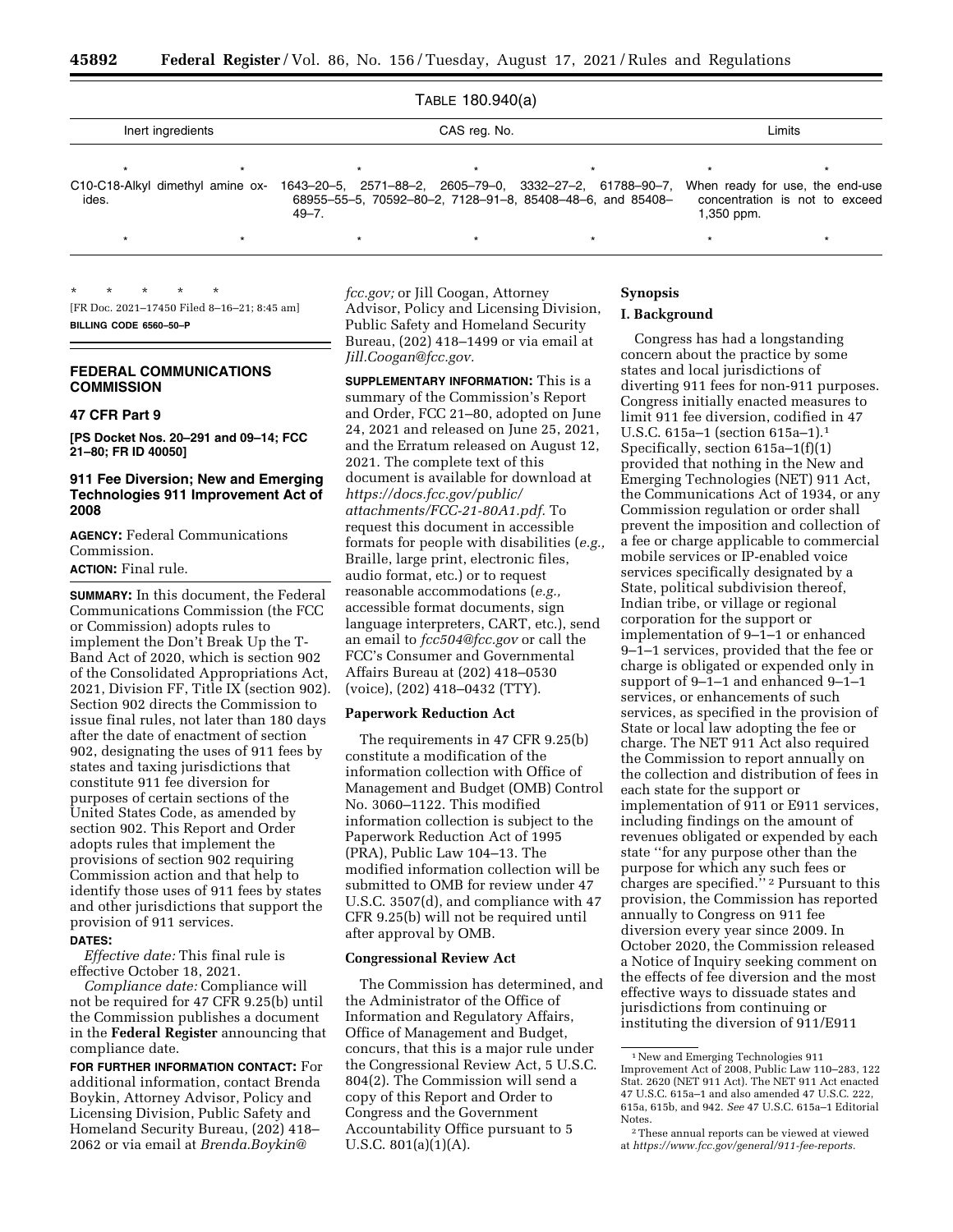TABLE 180.940(a)

| Inert ingredients | CAS reg. No. | Limits |
|---|---|---|
| * * | * * * | * * |
| C10-C18-Alkyl dimethyl amine oxides. | 1643–20–5, 2571–88–2, 2605–79–0, 3332–27–2, 61788–90–7, 68955–55–5, 70592–80–2, 7128–91–8, 85408–48–6, and 85408–49–7. | When ready for use, the end-use concentration is not to exceed 1,350 ppm. |
| * * | * * * | * * |

\* \* \* \* \*

[FR Doc. 2021–17450 Filed 8–16–21; 8:45 am]

**BILLING CODE 6560–50–P**

## FEDERAL COMMUNICATIONS COMMISSION

### 47 CFR Part 9

**[PS Docket Nos. 20–291 and 09–14; FCC 21–80; FR ID 40050]**

### 911 Fee Diversion; New and Emerging Technologies 911 Improvement Act of 2008

**AGENCY:** Federal Communications Commission.

**ACTION:** Final rule.

**SUMMARY:** In this document, the Federal Communications Commission (the FCC or Commission) adopts rules to implement the Don't Break Up the T-Band Act of 2020, which is section 902 of the Consolidated Appropriations Act, 2021, Division FF, Title IX (section 902). Section 902 directs the Commission to issue final rules, not later than 180 days after the date of enactment of section 902, designating the uses of 911 fees by states and taxing jurisdictions that constitute 911 fee diversion for purposes of certain sections of the United States Code, as amended by section 902. This Report and Order adopts rules that implement the provisions of section 902 requiring Commission action and that help to identify those uses of 911 fees by states and other jurisdictions that support the provision of 911 services.

**DATES:**

*Effective date:* This final rule is effective October 18, 2021.

*Compliance date:* Compliance will not be required for 47 CFR 9.25(b) until the Commission publishes a document in the **Federal Register** announcing that compliance date.

**FOR FURTHER INFORMATION CONTACT:** For additional information, contact Brenda Boykin, Attorney Advisor, Policy and Licensing Division, Public Safety and Homeland Security Bureau, (202) 418–2062 or via email at *Brenda.Boykin@fcc.gov;* or Jill Coogan, Attorney Advisor, Policy and Licensing Division, Public Safety and Homeland Security Bureau, (202) 418–1499 or via email at *Jill.Coogan@fcc.gov.*

**SUPPLEMENTARY INFORMATION:** This is a summary of the Commission's Report and Order, FCC 21–80, adopted on June 24, 2021 and released on June 25, 2021, and the Erratum released on August 12, 2021. The complete text of this document is available for download at *https://docs.fcc.gov/public/attachments/FCC-21-80A1.pdf.* To request this document in accessible formats for people with disabilities (*e.g.,* Braille, large print, electronic files, audio format, etc.) or to request reasonable accommodations (*e.g.,* accessible format documents, sign language interpreters, CART, etc.), send an email to *fcc504@fcc.gov* or call the FCC's Consumer and Governmental Affairs Bureau at (202) 418–0530 (voice), (202) 418–0432 (TTY).

**Paperwork Reduction Act**

The requirements in 47 CFR 9.25(b) constitute a modification of the information collection with Office of Management and Budget (OMB) Control No. 3060–1122. This modified information collection is subject to the Paperwork Reduction Act of 1995 (PRA), Public Law 104–13. The modified information collection will be submitted to OMB for review under 47 U.S.C. 3507(d), and compliance with 47 CFR 9.25(b) will not be required until after approval by OMB.

**Congressional Review Act**

The Commission has determined, and the Administrator of the Office of Information and Regulatory Affairs, Office of Management and Budget, concurs, that this is a major rule under the Congressional Review Act, 5 U.S.C. 804(2). The Commission will send a copy of this Report and Order to Congress and the Government Accountability Office pursuant to 5 U.S.C. 801(a)(1)(A).

**Synopsis**

**I. Background**

Congress has had a longstanding concern about the practice by some states and local jurisdictions of diverting 911 fees for non-911 purposes. Congress initially enacted measures to limit 911 fee diversion, codified in 47 U.S.C. 615a–1 (section 615a–1).[1] Specifically, section 615a–1(f)(1) provided that nothing in the New and Emerging Technologies (NET) 911 Act, the Communications Act of 1934, or any Commission regulation or order shall prevent the imposition and collection of a fee or charge applicable to commercial mobile services or IP-enabled voice services specifically designated by a State, political subdivision thereof, Indian tribe, or village or regional corporation for the support or implementation of 9–1–1 or enhanced 9–1–1 services, provided that the fee or charge is obligated or expended only in support of 9–1–1 and enhanced 9–1–1 services, or enhancements of such services, as specified in the provision of State or local law adopting the fee or charge. The NET 911 Act also required the Commission to report annually on the collection and distribution of fees in each state for the support or implementation of 911 or E911 services, including findings on the amount of revenues obligated or expended by each state "for any purpose other than the purpose for which any such fees or charges are specified."[2] Pursuant to this provision, the Commission has reported annually to Congress on 911 fee diversion every year since 2009. In October 2020, the Commission released a Notice of Inquiry seeking comment on the effects of fee diversion and the most effective ways to dissuade states and jurisdictions from continuing or instituting the diversion of 911/E911

[1] New and Emerging Technologies 911 Improvement Act of 2008, Public Law 110–283, 122 Stat. 2620 (NET 911 Act). The NET 911 Act enacted 47 U.S.C. 615a–1 and also amended 47 U.S.C. 222, 615a, 615b, and 942. *See* 47 U.S.C. 615a–1 Editorial Notes.

[2] These annual reports can be viewed at viewed at *https://www.fcc.gov/general/911-fee-reports.*